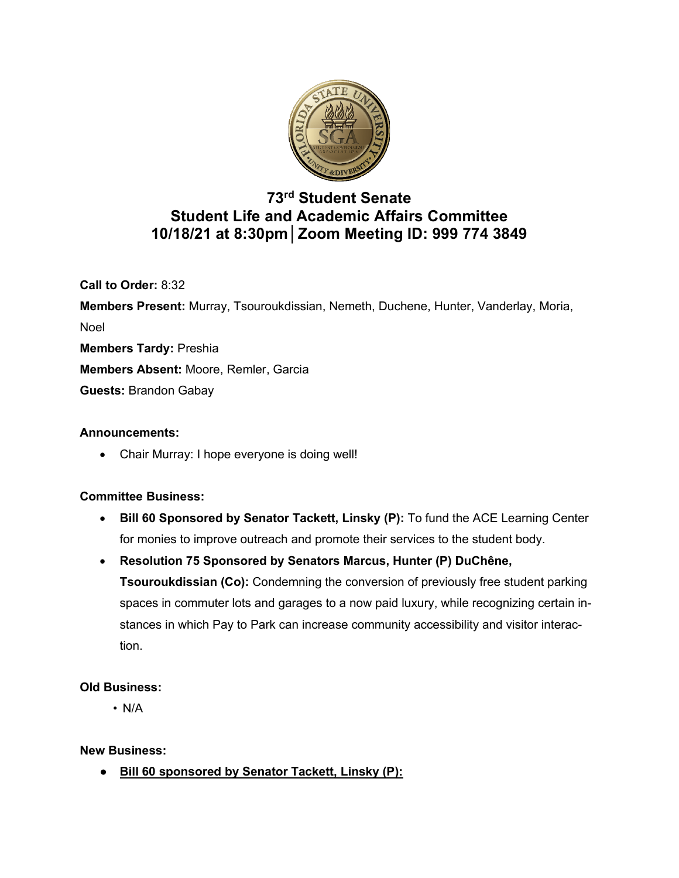# 73rd Student Senate
# Student Life and Academic Affairs Committee
# 10/18/21 at 8:30pm│Zoom Meeting ID: 999 774 3849

**Call to Order:** 8:32

**Members Present:** Murray, Tsouroukdissian, Nemeth, Duchene, Hunter, Vanderlay, Moria, Noel

**Members Tardy:** Preshia

**Members Absent:** Moore, Remler, Garcia

**Guests:** Brandon Gabay

**Announcements:**

- Chair Murray: I hope everyone is doing well!

**Committee Business:**

- **Bill 60 Sponsored by Senator Tackett, Linsky (P):** To fund the ACE Learning Center for monies to improve outreach and promote their services to the student body.
- **Resolution 75 Sponsored by Senators Marcus, Hunter (P) DuChêne, Tsouroukdissian (Co):** Condemning the conversion of previously free student parking spaces in commuter lots and garages to a now paid luxury, while recognizing certain instances in which Pay to Park can increase community accessibility and visitor interaction.

**Old Business:**

- N/A

**New Business:**

- **Bill 60 sponsored by Senator Tackett, Linsky (P):**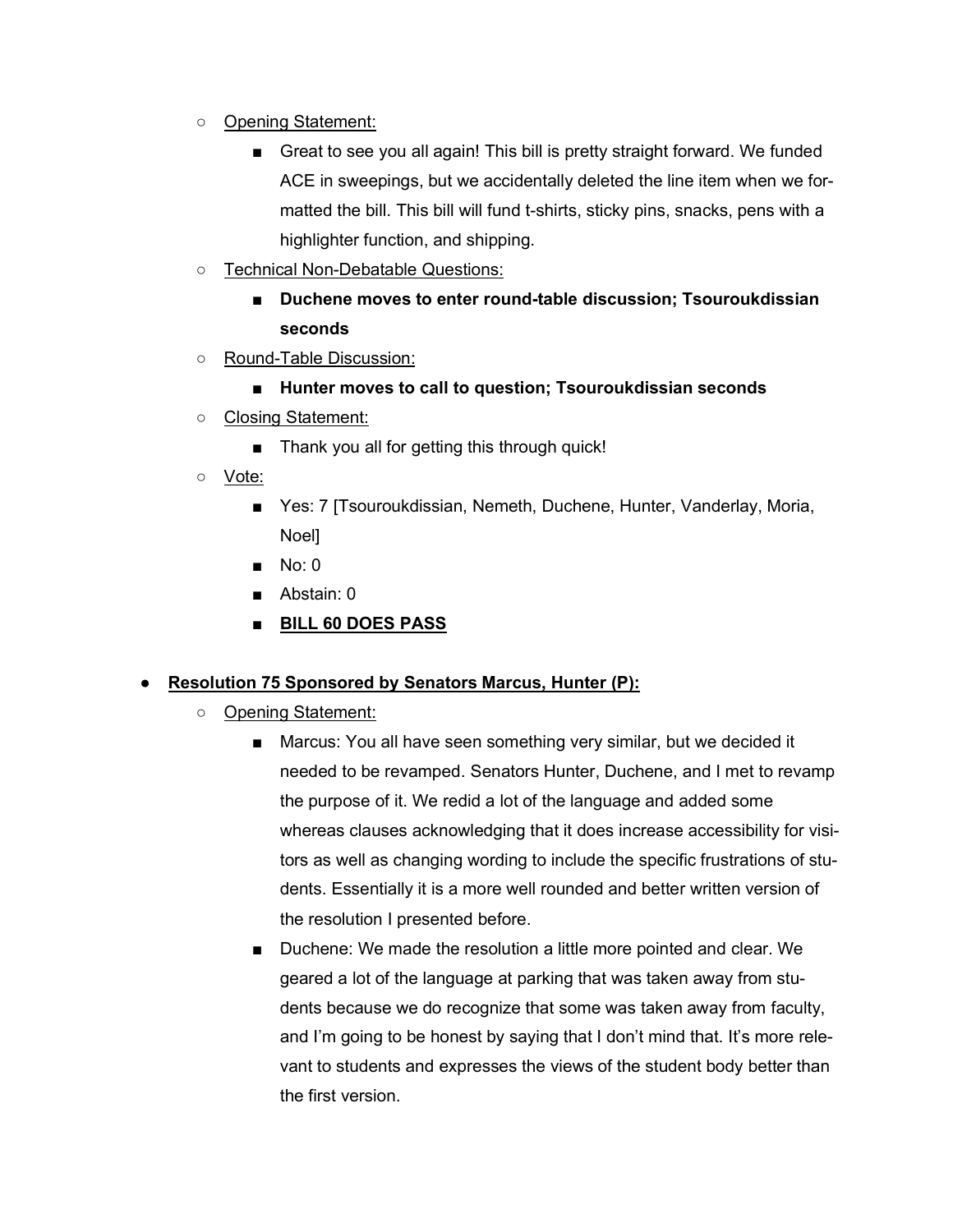- Opening Statement:
    - Great to see you all again! This bill is pretty straight forward. We funded ACE in sweepings, but we accidentally deleted the line item when we formatted the bill. This bill will fund t-shirts, sticky pins, snacks, pens with a highlighter function, and shipping.
- Technical Non-Debatable Questions:
    - **Duchene moves to enter round-table discussion; Tsouroukdissian seconds**
- Round-Table Discussion:
    - **Hunter moves to call to question; Tsouroukdissian seconds**
- Closing Statement:
    - Thank you all for getting this through quick!
- Vote:
    - Yes: 7 [Tsouroukdissian, Nemeth, Duchene, Hunter, Vanderlay, Moria, Noel]
    - No: 0
    - Abstain: 0
    - **BILL 60 DOES PASS**

- **Resolution 75 Sponsored by Senators Marcus, Hunter (P):**
    - Opening Statement:
        - Marcus: You all have seen something very similar, but we decided it needed to be revamped. Senators Hunter, Duchene, and I met to revamp the purpose of it. We redid a lot of the language and added some whereas clauses acknowledging that it does increase accessibility for visitors as well as changing wording to include the specific frustrations of students. Essentially it is a more well rounded and better written version of the resolution I presented before.
        - Duchene: We made the resolution a little more pointed and clear. We geared a lot of the language at parking that was taken away from students because we do recognize that some was taken away from faculty, and I'm going to be honest by saying that I don't mind that. It's more relevant to students and expresses the views of the student body better than the first version.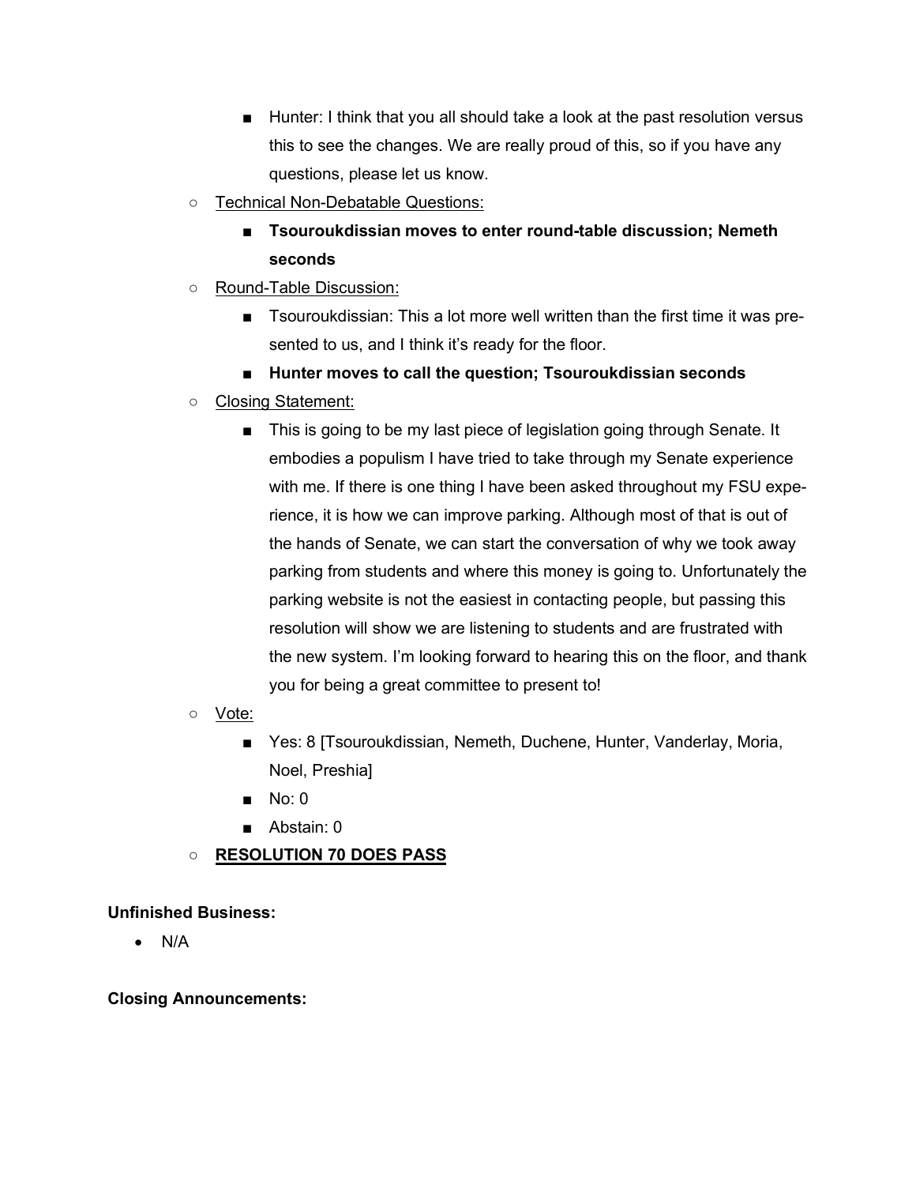- Hunter: I think that you all should take a look at the past resolution versus this to see the changes. We are really proud of this, so if you have any questions, please let us know.
    - Technical Non-Debatable Questions:
        - **Tsouroukdissian moves to enter round-table discussion; Nemeth seconds**
    - Round-Table Discussion:
        - Tsouroukdissian: This a lot more well written than the first time it was presented to us, and I think it's ready for the floor.
        - **Hunter moves to call the question; Tsouroukdissian seconds**
    - Closing Statement:
        - This is going to be my last piece of legislation going through Senate. It embodies a populism I have tried to take through my Senate experience with me. If there is one thing I have been asked throughout my FSU experience, it is how we can improve parking. Although most of that is out of the hands of Senate, we can start the conversation of why we took away parking from students and where this money is going to. Unfortunately the parking website is not the easiest in contacting people, but passing this resolution will show we are listening to students and are frustrated with the new system. I'm looking forward to hearing this on the floor, and thank you for being a great committee to present to!
    - Vote:
        - Yes: 8 [Tsouroukdissian, Nemeth, Duchene, Hunter, Vanderlay, Moria, Noel, Preshia]
        - No: 0
        - Abstain: 0
    - **RESOLUTION 70 DOES PASS**

**Unfinished Business:**

- N/A

**Closing Announcements:**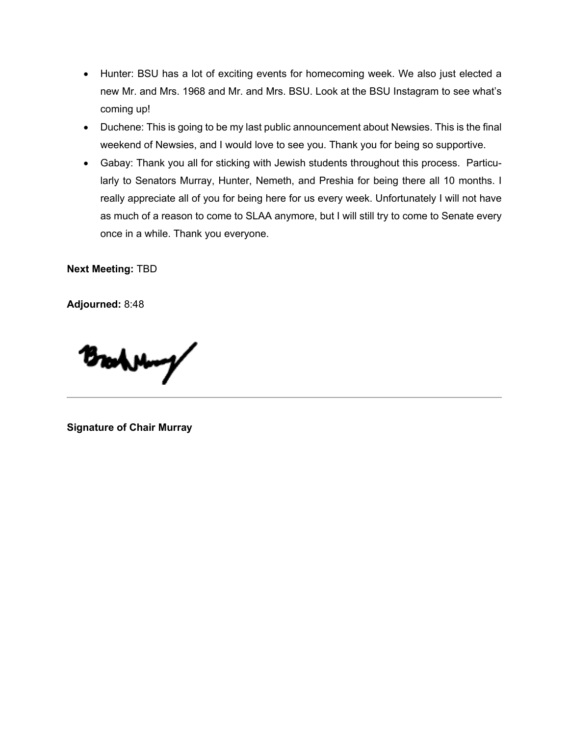- Hunter: BSU has a lot of exciting events for homecoming week. We also just elected a new Mr. and Mrs. 1968 and Mr. and Mrs. BSU. Look at the BSU Instagram to see what's coming up!
- Duchene: This is going to be my last public announcement about Newsies. This is the final weekend of Newsies, and I would love to see you. Thank you for being so supportive.
- Gabay: Thank you all for sticking with Jewish students throughout this process. Particularly to Senators Murray, Hunter, Nemeth, and Preshia for being there all 10 months. I really appreciate all of you for being here for us every week. Unfortunately I will not have as much of a reason to come to SLAA anymore, but I will still try to come to Senate every once in a while. Thank you everyone.

**Next Meeting:** TBD

**Adjourned:** 8:48

---

**Signature of Chair Murray**